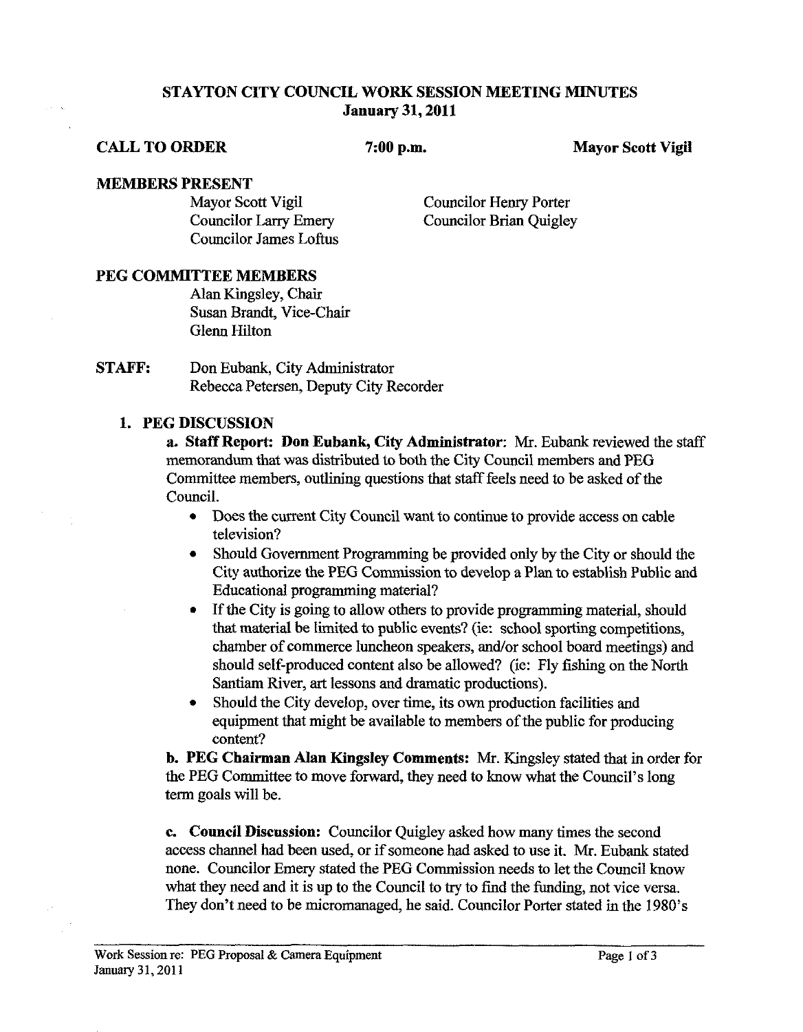## STAYTON CITY COUNCIL WORK SESSION MEETING MINUTES
**January 31, 2011**

**CALL TO ORDER** **7:00 p.m.** **Mayor Scott Vigil**

**MEMBERS PRESENT**

Mayor Scott Vigil
Councilor Larry Emery
Councilor James Loftus
Councilor Henry Porter
Councilor Brian Quigley

**PEG COMMITTEE MEMBERS**

Alan Kingsley, Chair
Susan Brandt, Vice-Chair
Glenn Hilton

**STAFF:** Don Eubank, City Administrator
Rebecca Petersen, Deputy City Recorder

1. **PEG DISCUSSION**

   **a. Staff Report: Don Eubank, City Administrator**: Mr. Eubank reviewed the staff memorandum that was distributed to both the City Council members and PEG Committee members, outlining questions that staff feels need to be asked of the Council.

   - Does the current City Council want to continue to provide access on cable television?
   - Should Government Programming be provided only by the City or should the City authorize the PEG Commission to develop a Plan to establish Public and Educational programming material?
   - If the City is going to allow others to provide programming material, should that material be limited to public events? (ie: school sporting competitions, chamber of commerce luncheon speakers, and/or school board meetings) and should self-produced content also be allowed? (ie: Fly fishing on the North Santiam River, art lessons and dramatic productions).
   - Should the City develop, over time, its own production facilities and equipment that might be available to members of the public for producing content?

   **b. PEG Chairman Alan Kingsley Comments:** Mr. Kingsley stated that in order for the PEG Committee to move forward, they need to know what the Council's long term goals will be.

   **c. Council Discussion:** Councilor Quigley asked how many times the second access channel had been used, or if someone had asked to use it. Mr. Eubank stated none. Councilor Emery stated the PEG Commission needs to let the Council know what they need and it is up to the Council to try to find the funding, not vice versa. They don't need to be micromanaged, he said. Councilor Porter stated in the 1980's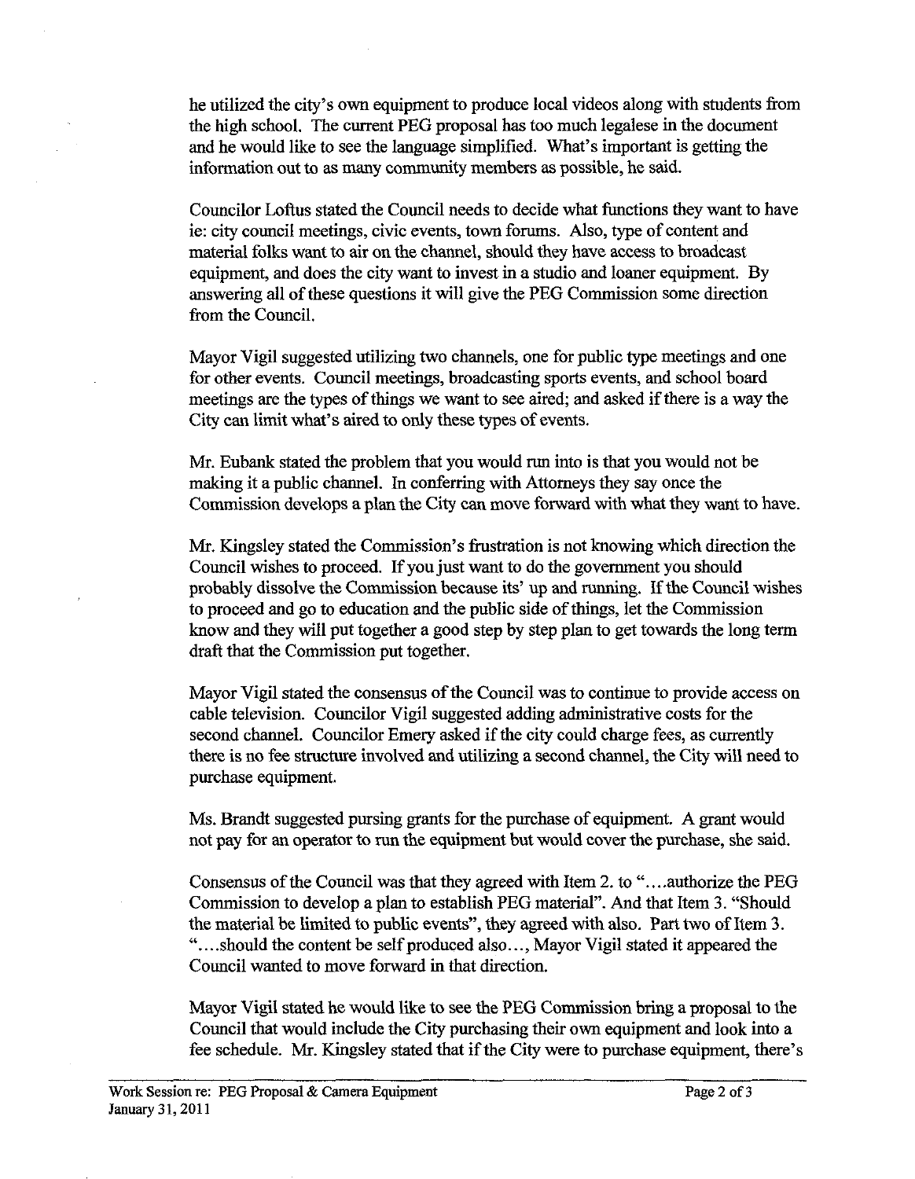he utilized the city's own equipment to produce local videos along with students from the high school. The current PEG proposal has too much legalese in the document and he would like to see the language simplified. What's important is getting the information out to as many community members as possible, he said.

Councilor Loftus stated the Council needs to decide what functions they want to have ie: city council meetings, civic events, town forums. Also, type of content and material folks want to air on the channel, should they have access to broadcast equipment, and does the city want to invest in a studio and loaner equipment. By answering all of these questions it will give the PEG Commission some direction from the Council.

Mayor Vigil suggested utilizing two channels, one for public type meetings and one for other events. Council meetings, broadcasting sports events, and school board meetings are the types of things we want to see aired; and asked if there is a way the City can limit what's aired to only these types of events.

Mr. Eubank stated the problem that you would run into is that you would not be making it a public channel. In conferring with Attorneys they say once the Commission develops a plan the City can move forward with what they want to have.

Mr. Kingsley stated the Commission's frustration is not knowing which direction the Council wishes to proceed. If you just want to do the government you should probably dissolve the Commission because its' up and running. If the Council wishes to proceed and go to education and the public side of things, let the Commission know and they will put together a good step by step plan to get towards the long term draft that the Commission put together.

Mayor Vigil stated the consensus of the Council was to continue to provide access on cable television. Councilor Vigil suggested adding administrative costs for the second channel. Councilor Emery asked if the city could charge fees, as currently there is no fee structure involved and utilizing a second channel, the City will need to purchase equipment.

Ms. Brandt suggested pursing grants for the purchase of equipment. A grant would not pay for an operator to run the equipment but would cover the purchase, she said.

Consensus of the Council was that they agreed with Item 2. to "....authorize the PEG Commission to develop a plan to establish PEG material". And that Item 3. "Should the material be limited to public events", they agreed with also. Part two of Item 3. "....should the content be self produced also..., Mayor Vigil stated it appeared the Council wanted to move forward in that direction.

Mayor Vigil stated he would like to see the PEG Commission bring a proposal to the Council that would include the City purchasing their own equipment and look into a fee schedule. Mr. Kingsley stated that if the City were to purchase equipment, there's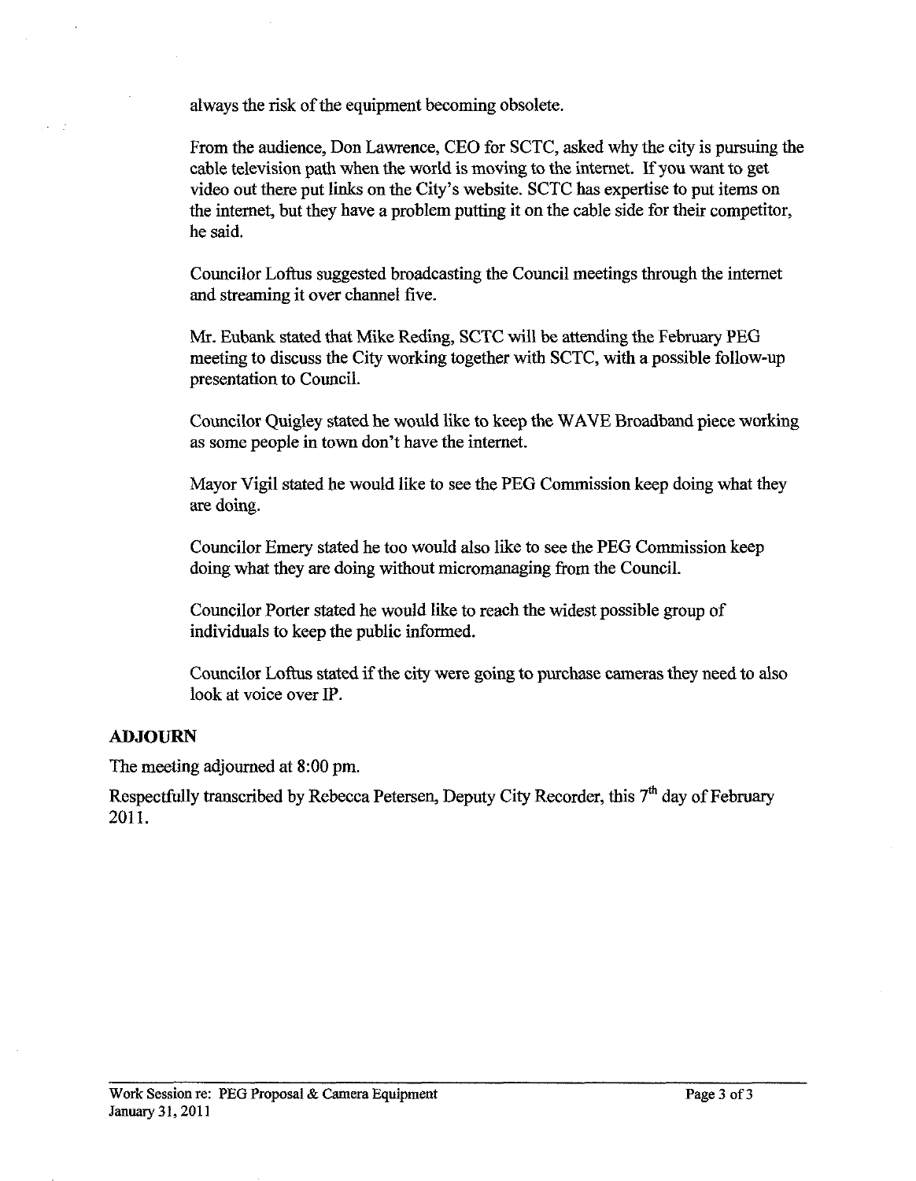always the risk of the equipment becoming obsolete.

From the audience, Don Lawrence, CEO for SCTC, asked why the city is pursuing the cable television path when the world is moving to the internet. If you want to get video out there put links on the City's website. SCTC has expertise to put items on the internet, but they have a problem putting it on the cable side for their competitor, he said.

Councilor Loftus suggested broadcasting the Council meetings through the internet and streaming it over channel five.

Mr. Eubank stated that Mike Reding, SCTC will be attending the February PEG meeting to discuss the City working together with SCTC, with a possible follow-up presentation to Council.

Councilor Quigley stated he would like to keep the WAVE Broadband piece working as some people in town don't have the internet.

Mayor Vigil stated he would like to see the PEG Commission keep doing what they are doing.

Councilor Emery stated he too would also like to see the PEG Commission keep doing what they are doing without micromanaging from the Council.

Councilor Porter stated he would like to reach the widest possible group of individuals to keep the public informed.

Councilor Loftus stated if the city were going to purchase cameras they need to also look at voice over IP.

## ADJOURN

The meeting adjourned at 8:00 pm.

Respectfully transcribed by Rebecca Petersen, Deputy City Recorder, this 7th day of February 2011.